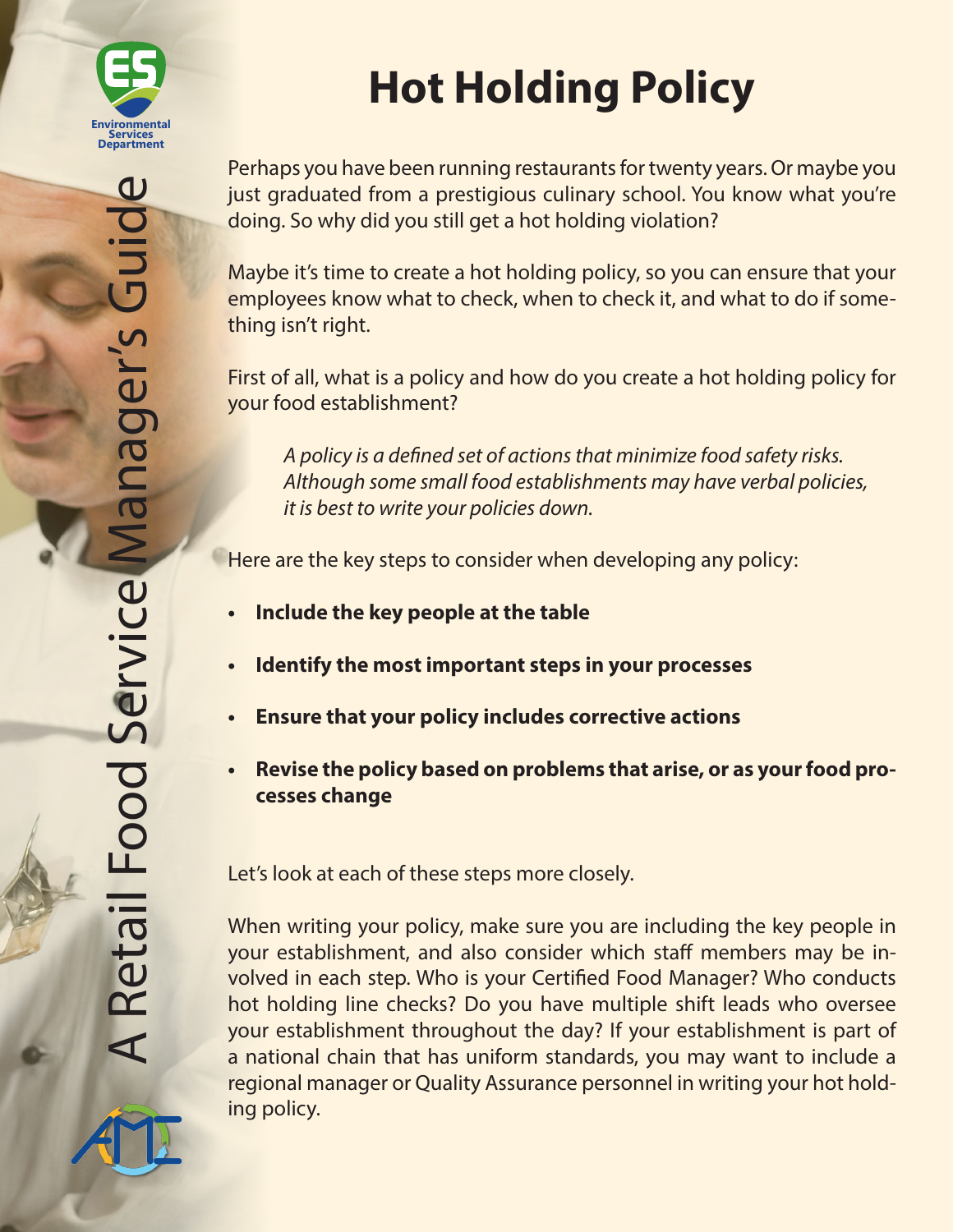# Hot Holding Policy

Perhaps you have been running restaurants for twenty years. Or maybe you just graduated from a prestigious culinary school. You know what you're doing. So why did you still get a hot holding violation?

Maybe it's time to create a hot holding policy, so you can ensure that your employees know what to check, when to check it, and what to do if something isn't right.

First of all, what is a policy and how do you create a hot holding policy for your food establishment?

> *A policy is a defined set of actions that minimize food safety risks. Although some small food establishments may have verbal policies, it is best to write your policies down.*

Here are the key steps to consider when developing any policy:

- **Include the key people at the table**
- **Identify the most important steps in your processes**
- **Ensure that your policy includes corrective actions**
- **Revise the policy based on problems that arise, or as your food processes change**

Let's look at each of these steps more closely.

When writing your policy, make sure you are including the key people in your establishment, and also consider which staff members may be involved in each step. Who is your Certified Food Manager? Who conducts hot holding line checks? Do you have multiple shift leads who oversee your establishment throughout the day? If your establishment is part of a national chain that has uniform standards, you may want to include a regional manager or Quality Assurance personnel in writing your hot holding policy.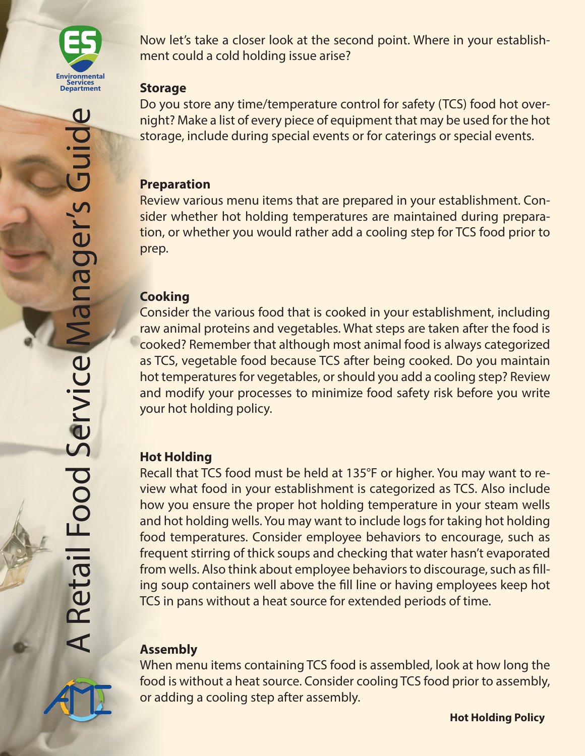Now let's take a closer look at the second point. Where in your establishment could a cold holding issue arise?

**Storage**

Do you store any time/temperature control for safety (TCS) food hot overnight? Make a list of every piece of equipment that may be used for the hot storage, include during special events or for caterings or special events.

**Preparation**

Review various menu items that are prepared in your establishment. Consider whether hot holding temperatures are maintained during preparation, or whether you would rather add a cooling step for TCS food prior to prep.

**Cooking**

Consider the various food that is cooked in your establishment, including raw animal proteins and vegetables. What steps are taken after the food is cooked? Remember that although most animal food is always categorized as TCS, vegetable food because TCS after being cooked. Do you maintain hot temperatures for vegetables, or should you add a cooling step? Review and modify your processes to minimize food safety risk before you write your hot holding policy.

**Hot Holding**

Recall that TCS food must be held at 135°F or higher. You may want to review what food in your establishment is categorized as TCS. Also include how you ensure the proper hot holding temperature in your steam wells and hot holding wells. You may want to include logs for taking hot holding food temperatures. Consider employee behaviors to encourage, such as frequent stirring of thick soups and checking that water hasn't evaporated from wells. Also think about employee behaviors to discourage, such as filling soup containers well above the fill line or having employees keep hot TCS in pans without a heat source for extended periods of time.

**Assembly**

When menu items containing TCS food is assembled, look at how long the food is without a heat source. Consider cooling TCS food prior to assembly, or adding a cooling step after assembly.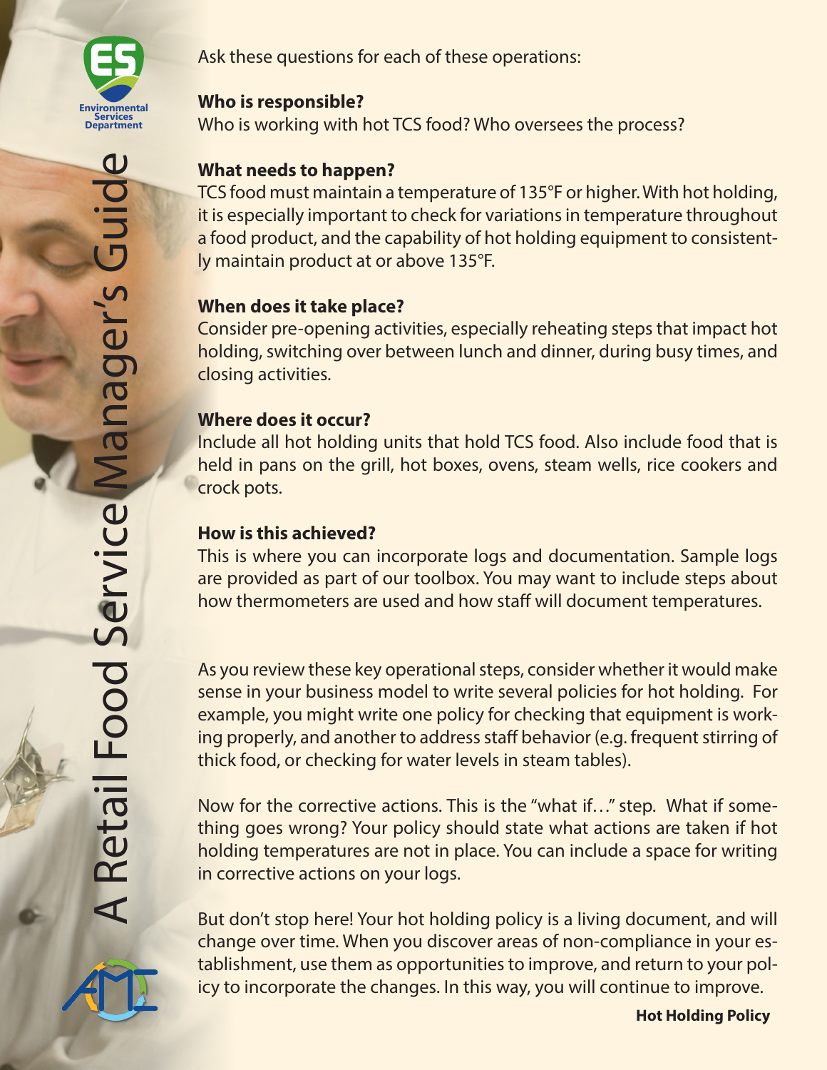Ask these questions for each of these operations:

**Who is responsible?**
Who is working with hot TCS food? Who oversees the process?

**What needs to happen?**
TCS food must maintain a temperature of 135°F or higher. With hot holding, it is especially important to check for variations in temperature throughout a food product, and the capability of hot holding equipment to consistently maintain product at or above 135°F.

**When does it take place?**
Consider pre-opening activities, especially reheating steps that impact hot holding, switching over between lunch and dinner, during busy times, and closing activities.

**Where does it occur?**
Include all hot holding units that hold TCS food. Also include food that is held in pans on the grill, hot boxes, ovens, steam wells, rice cookers and crock pots.

**How is this achieved?**
This is where you can incorporate logs and documentation. Sample logs are provided as part of our toolbox. You may want to include steps about how thermometers are used and how staff will document temperatures.

As you review these key operational steps, consider whether it would make sense in your business model to write several policies for hot holding. For example, you might write one policy for checking that equipment is working properly, and another to address staff behavior (e.g. frequent stirring of thick food, or checking for water levels in steam tables).

Now for the corrective actions. This is the "what if…" step. What if something goes wrong? Your policy should state what actions are taken if hot holding temperatures are not in place. You can include a space for writing in corrective actions on your logs.

But don't stop here! Your hot holding policy is a living document, and will change over time. When you discover areas of non-compliance in your establishment, use them as opportunities to improve, and return to your policy to incorporate the changes. In this way, you will continue to improve.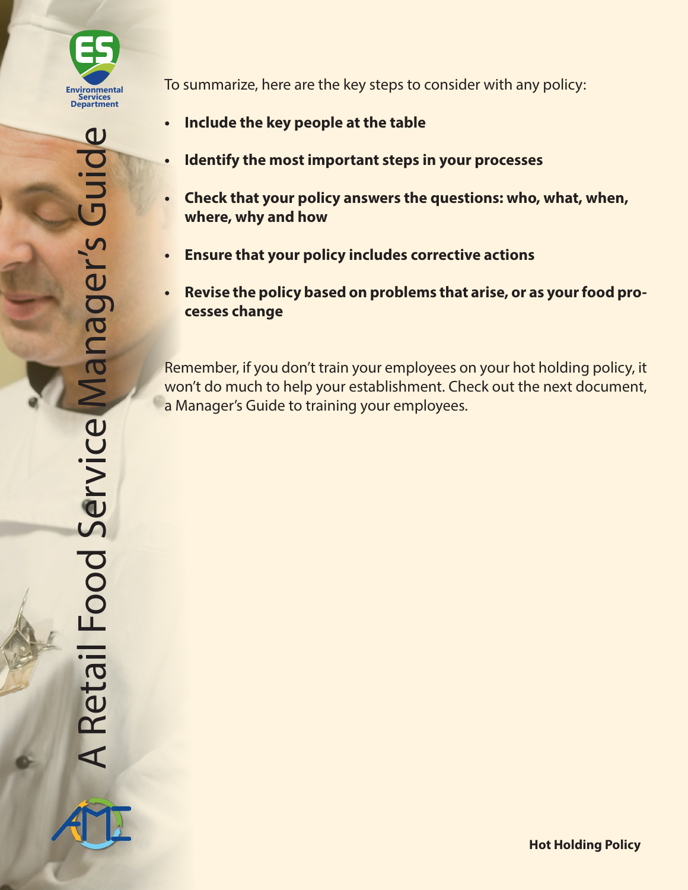To summarize, here are the key steps to consider with any policy:

- **Include the key people at the table**
- **Identify the most important steps in your processes**
- **Check that your policy answers the questions: who, what, when, where, why and how**
- **Ensure that your policy includes corrective actions**
- **Revise the policy based on problems that arise, or as your food processes change**

Remember, if you don't train your employees on your hot holding policy, it won't do much to help your establishment. Check out the next document, a Manager's Guide to training your employees.